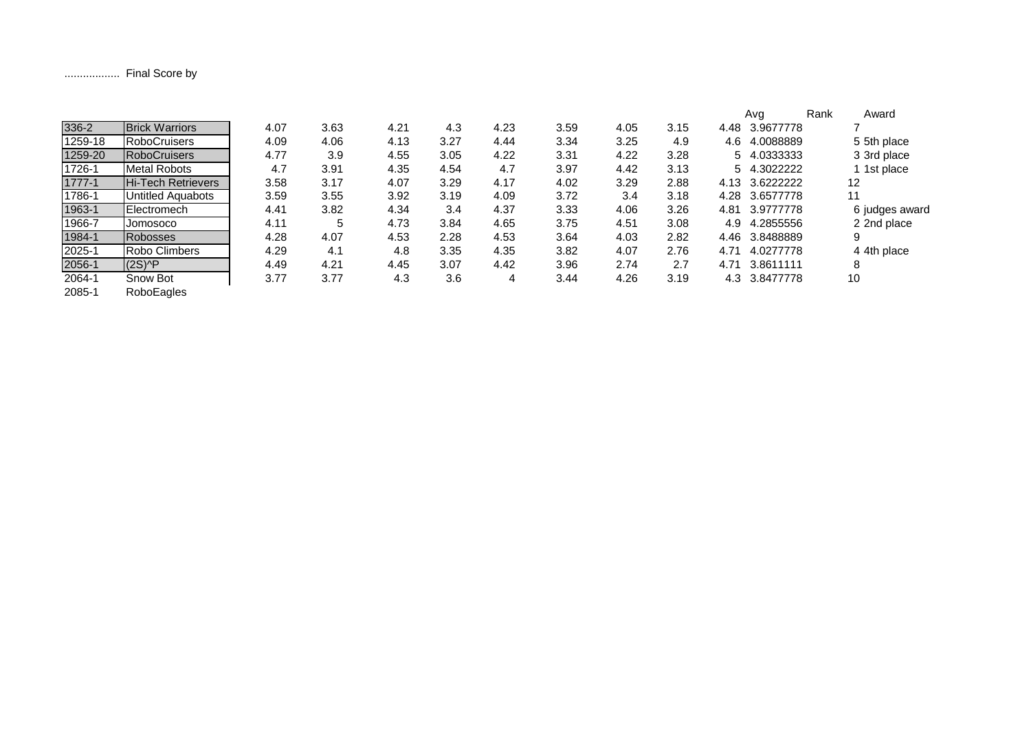.................. Final Score by

| | | | | | | | | | | | Avg | Rank | Award |
|---|---|---|---|---|---|---|---|---|---|---|---|---|---|
| 336-2 | Brick Warriors | 4.07 | 3.63 | 4.21 | 4.3 | 4.23 | 3.59 | 4.05 | 3.15 | 4.48 | 3.9677778 | 7 | |
| 1259-18 | RoboCruisers | 4.09 | 4.06 | 4.13 | 3.27 | 4.44 | 3.34 | 3.25 | 4.9 | 4.6 | 4.0088889 | 5 | 5th place |
| 1259-20 | RoboCruisers | 4.77 | 3.9 | 4.55 | 3.05 | 4.22 | 3.31 | 4.22 | 3.28 | 5 | 4.0333333 | 3 | 3rd place |
| 1726-1 | Metal Robots | 4.7 | 3.91 | 4.35 | 4.54 | 4.7 | 3.97 | 4.42 | 3.13 | 5 | 4.3022222 | 1 | 1st place |
| 1777-1 | Hi-Tech Retrievers | 3.58 | 3.17 | 4.07 | 3.29 | 4.17 | 4.02 | 3.29 | 2.88 | 4.13 | 3.6222222 | 12 | |
| 1786-1 | Untitled Aquabots | 3.59 | 3.55 | 3.92 | 3.19 | 4.09 | 3.72 | 3.4 | 3.18 | 4.28 | 3.6577778 | 11 | |
| 1963-1 | Electromech | 4.41 | 3.82 | 4.34 | 3.4 | 4.37 | 3.33 | 4.06 | 3.26 | 4.81 | 3.9777778 | 6 | judges award |
| 1966-7 | Jomosoco | 4.11 | 5 | 4.73 | 3.84 | 4.65 | 3.75 | 4.51 | 3.08 | 4.9 | 4.2855556 | 2 | 2nd place |
| 1984-1 | Robosses | 4.28 | 4.07 | 4.53 | 2.28 | 4.53 | 3.64 | 4.03 | 2.82 | 4.46 | 3.8488889 | 9 | |
| 2025-1 | Robo Climbers | 4.29 | 4.1 | 4.8 | 3.35 | 4.35 | 3.82 | 4.07 | 2.76 | 4.71 | 4.0277778 | 4 | 4th place |
| 2056-1 | (2S)^P | 4.49 | 4.21 | 4.45 | 3.07 | 4.42 | 3.96 | 2.74 | 2.7 | 4.71 | 3.8611111 | 8 | |
| 2064-1 | Snow Bot | 3.77 | 3.77 | 4.3 | 3.6 | 4 | 3.44 | 4.26 | 3.19 | 4.3 | 3.8477778 | 10 | |
| 2085-1 | RoboEagles | | | | | | | | | | | | |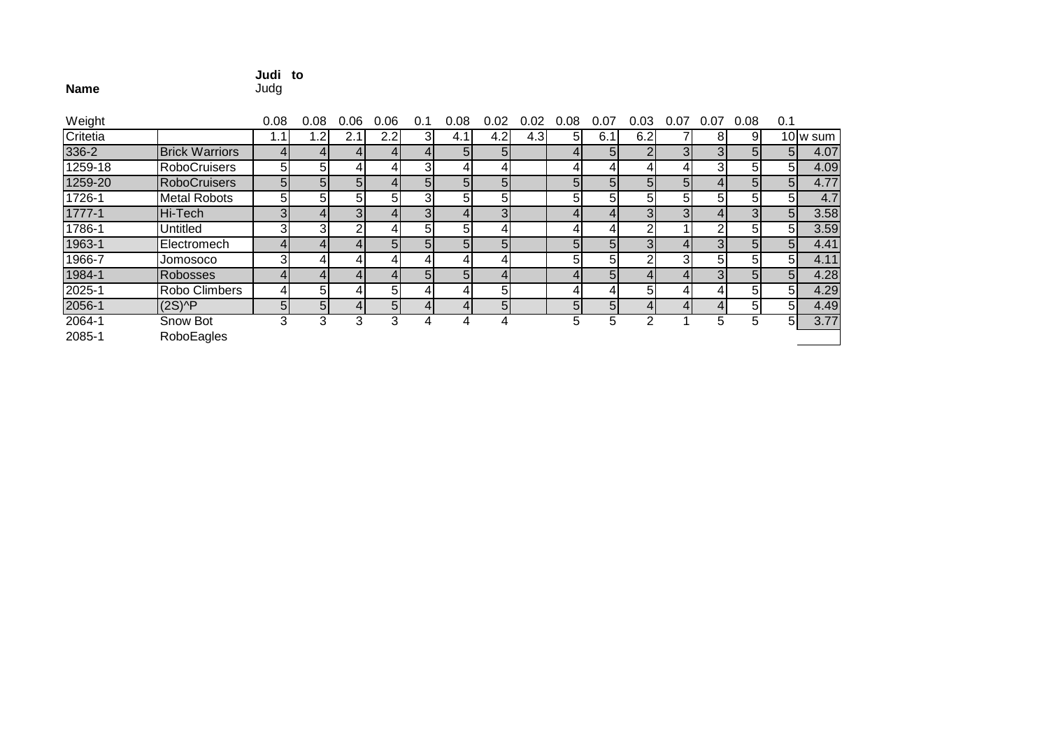**Name** **Judi to** Judg

| Weight | | 0.08 | 0.08 | 0.06 | 0.06 | 0.1 | 0.08 | 0.02 | 0.02 | 0.08 | 0.07 | 0.03 | 0.07 | 0.07 | 0.08 | 0.1 | |
|---|---|---|---|---|---|---|---|---|---|---|---|---|---|---|---|---|---|
| Critetia | | 1.1 | 1.2 | 2.1 | 2.2 | 3 | 4.1 | 4.2 | 4.3 | 5 | 6.1 | 6.2 | 7 | 8 | 9 | 10 | w sum |
| 336-2 | Brick Warriors | 4 | 4 | 4 | 4 | 4 | 5 | 5 | | 4 | 5 | 2 | 3 | 3 | 5 | 5 | 4.07 |
| 1259-18 | RoboCruisers | 5 | 5 | 4 | 4 | 3 | 4 | 4 | | 4 | 4 | 4 | 4 | 3 | 5 | 5 | 4.09 |
| 1259-20 | RoboCruisers | 5 | 5 | 5 | 4 | 5 | 5 | 5 | | 5 | 5 | 5 | 5 | 4 | 5 | 5 | 4.77 |
| 1726-1 | Metal Robots | 5 | 5 | 5 | 5 | 3 | 5 | 5 | | 5 | 5 | 5 | 5 | 5 | 5 | 5 | 4.7 |
| 1777-1 | Hi-Tech | 3 | 4 | 3 | 4 | 3 | 4 | 3 | | 4 | 4 | 3 | 3 | 4 | 3 | 5 | 3.58 |
| 1786-1 | Untitled | 3 | 3 | 2 | 4 | 5 | 5 | 4 | | 4 | 4 | 2 | 1 | 2 | 5 | 5 | 3.59 |
| 1963-1 | Electromech | 4 | 4 | 4 | 5 | 5 | 5 | 5 | | 5 | 5 | 3 | 4 | 3 | 5 | 5 | 4.41 |
| 1966-7 | Jomosoco | 3 | 4 | 4 | 4 | 4 | 4 | 4 | | 5 | 5 | 2 | 3 | 5 | 5 | 5 | 4.11 |
| 1984-1 | Robosses | 4 | 4 | 4 | 4 | 5 | 5 | 4 | | 4 | 5 | 4 | 4 | 3 | 5 | 5 | 4.28 |
| 2025-1 | Robo Climbers | 4 | 5 | 4 | 5 | 4 | 4 | 5 | | 4 | 4 | 5 | 4 | 4 | 5 | 5 | 4.29 |
| 2056-1 | (2S)^P | 5 | 5 | 4 | 5 | 4 | 4 | 5 | | 5 | 5 | 4 | 4 | 4 | 5 | 5 | 4.49 |
| 2064-1 | Snow Bot | 3 | 3 | 3 | 3 | 4 | 4 | 4 | | 5 | 5 | 2 | 1 | 5 | 5 | 5 | 3.77 |
| 2085-1 | RoboEagles | | | | | | | | | | | | | | | | |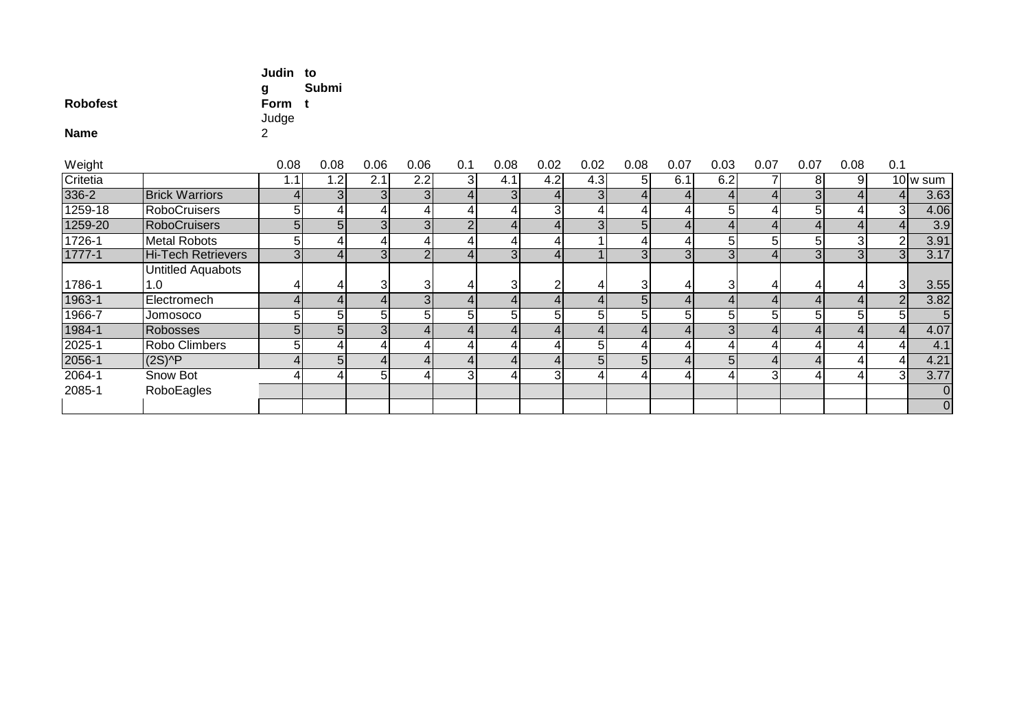**Robofest** **Judging Form to Submit**

**Name** Judge 2

| Weight | | 0.08 | 0.08 | 0.06 | 0.06 | 0.1 | 0.08 | 0.02 | 0.02 | 0.08 | 0.07 | 0.03 | 0.07 | 0.07 | 0.08 | 0.1 | |
|---|---|---|---|---|---|---|---|---|---|---|---|---|---|---|---|---|---|
| Critetia | | 1.1 | 1.2 | 2.1 | 2.2 | 3 | 4.1 | 4.2 | 4.3 | 5 | 6.1 | 6.2 | 7 | 8 | 9 | 10 | w sum |
| 336-2 | Brick Warriors | 4 | 3 | 3 | 3 | 4 | 3 | 4 | 3 | 4 | 4 | 4 | 4 | 3 | 4 | 4 | 3.63 |
| 1259-18 | RoboCruisers | 5 | 4 | 4 | 4 | 4 | 4 | 3 | 4 | 4 | 4 | 5 | 4 | 5 | 4 | 3 | 4.06 |
| 1259-20 | RoboCruisers | 5 | 5 | 3 | 3 | 2 | 4 | 4 | 3 | 5 | 4 | 4 | 4 | 4 | 4 | 4 | 3.9 |
| 1726-1 | Metal Robots | 5 | 4 | 4 | 4 | 4 | 4 | 4 | 1 | 4 | 4 | 5 | 5 | 5 | 3 | 2 | 3.91 |
| 1777-1 | Hi-Tech Retrievers | 3 | 4 | 3 | 2 | 4 | 3 | 4 | 1 | 3 | 3 | 3 | 4 | 3 | 3 | 3 | 3.17 |
| 1786-1 | Untitled Aquabots 1.0 | 4 | 4 | 3 | 3 | 4 | 3 | 2 | 4 | 3 | 4 | 3 | 4 | 4 | 4 | 3 | 3.55 |
| 1963-1 | Electromech | 4 | 4 | 4 | 3 | 4 | 4 | 4 | 4 | 5 | 4 | 4 | 4 | 4 | 4 | 2 | 3.82 |
| 1966-7 | Jomosoco | 5 | 5 | 5 | 5 | 5 | 5 | 5 | 5 | 5 | 5 | 5 | 5 | 5 | 5 | 5 | 5 |
| 1984-1 | Robosses | 5 | 5 | 3 | 4 | 4 | 4 | 4 | 4 | 4 | 4 | 3 | 4 | 4 | 4 | 4 | 4.07 |
| 2025-1 | Robo Climbers | 5 | 4 | 4 | 4 | 4 | 4 | 4 | 5 | 4 | 4 | 4 | 4 | 4 | 4 | 4 | 4.1 |
| 2056-1 | (2S)^P | 4 | 5 | 4 | 4 | 4 | 4 | 4 | 5 | 5 | 4 | 5 | 4 | 4 | 4 | 4 | 4.21 |
| 2064-1 | Snow Bot | 4 | 4 | 5 | 4 | 3 | 4 | 3 | 4 | 4 | 4 | 4 | 3 | 4 | 4 | 3 | 3.77 |
| 2085-1 | RoboEagles | | | | | | | | | | | | | | | | 0 |
| | | | | | | | | | | | | | | | | | 0 |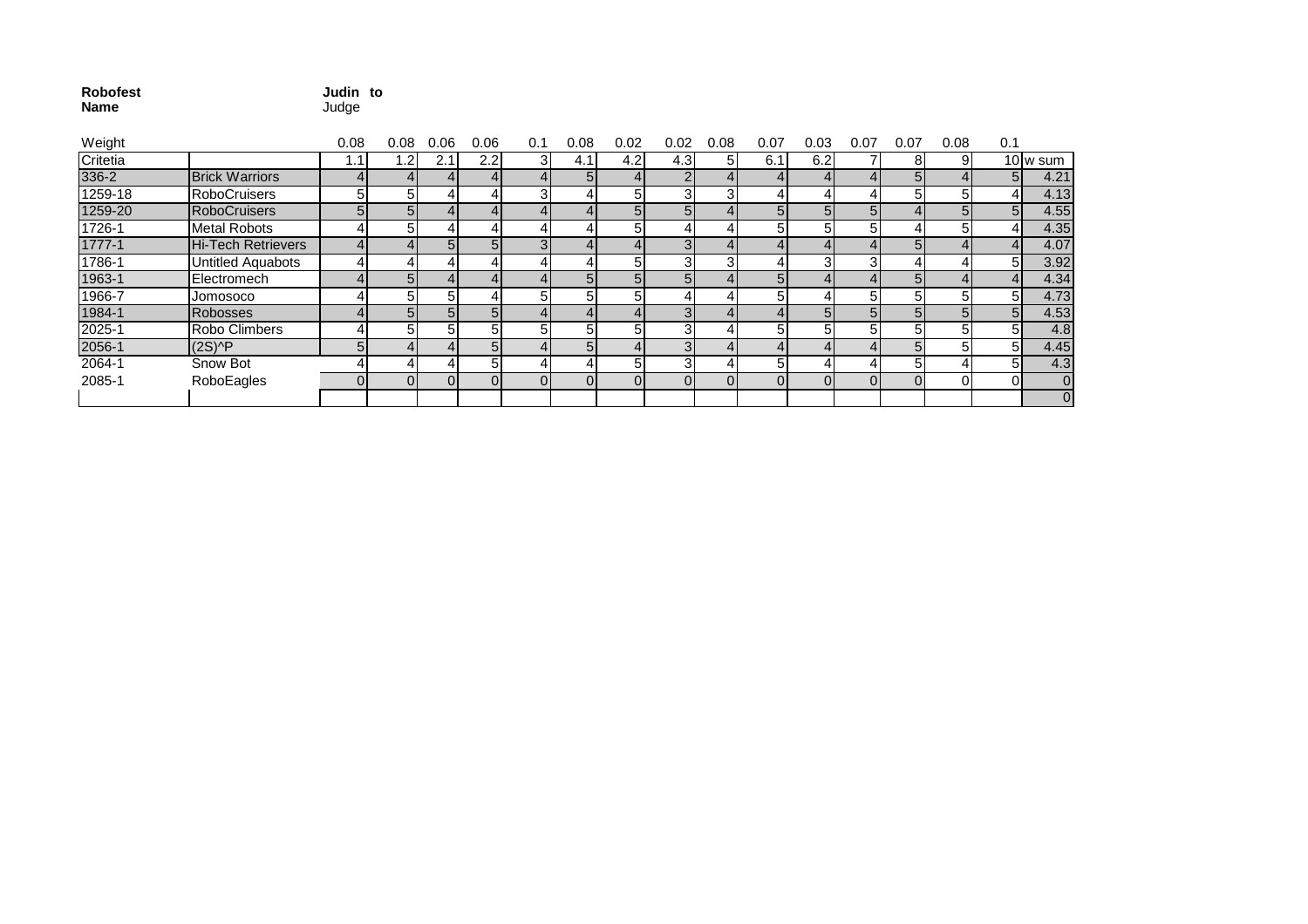**Robofest** **Judin to**
**Name** Judge

| Weight | | 0.08 | 0.08 | 0.06 | 0.06 | 0.1 | 0.08 | 0.02 | 0.02 | 0.08 | 0.07 | 0.03 | 0.07 | 0.07 | 0.08 | 0.1 | |
|---|---|---|---|---|---|---|---|---|---|---|---|---|---|---|---|---|---|
| Critetia | | 1.1 | 1.2 | 2.1 | 2.2 | 3 | 4.1 | 4.2 | 4.3 | 5 | 6.1 | 6.2 | 7 | 8 | 9 | 10 | w sum |
| 336-2 | Brick Warriors | 4 | 4 | 4 | 4 | 4 | 5 | 4 | 2 | 4 | 4 | 4 | 4 | 5 | 4 | 5 | 4.21 |
| 1259-18 | RoboCruisers | 5 | 5 | 4 | 4 | 3 | 4 | 5 | 3 | 3 | 4 | 4 | 4 | 5 | 5 | 4 | 4.13 |
| 1259-20 | RoboCruisers | 5 | 5 | 4 | 4 | 4 | 4 | 5 | 5 | 4 | 5 | 5 | 5 | 4 | 5 | 5 | 4.55 |
| 1726-1 | Metal Robots | 4 | 5 | 4 | 4 | 4 | 4 | 5 | 4 | 4 | 5 | 5 | 5 | 4 | 5 | 4 | 4.35 |
| 1777-1 | Hi-Tech Retrievers | 4 | 4 | 5 | 5 | 3 | 4 | 4 | 3 | 4 | 4 | 4 | 4 | 5 | 4 | 4 | 4.07 |
| 1786-1 | Untitled Aquabots | 4 | 4 | 4 | 4 | 4 | 4 | 5 | 3 | 3 | 4 | 3 | 3 | 4 | 4 | 5 | 3.92 |
| 1963-1 | Electromech | 4 | 5 | 4 | 4 | 4 | 5 | 5 | 5 | 4 | 5 | 4 | 4 | 5 | 4 | 4 | 4.34 |
| 1966-7 | Jomosoco | 4 | 5 | 5 | 4 | 5 | 5 | 5 | 4 | 4 | 5 | 4 | 5 | 5 | 5 | 5 | 4.73 |
| 1984-1 | Robosses | 4 | 5 | 5 | 5 | 4 | 4 | 4 | 3 | 4 | 4 | 5 | 5 | 5 | 5 | 5 | 4.53 |
| 2025-1 | Robo Climbers | 4 | 5 | 5 | 5 | 5 | 5 | 5 | 3 | 4 | 5 | 5 | 5 | 5 | 5 | 5 | 4.8 |
| 2056-1 | (2S)^P | 5 | 4 | 4 | 5 | 4 | 5 | 4 | 3 | 4 | 4 | 4 | 4 | 5 | 5 | 5 | 4.45 |
| 2064-1 | Snow Bot | 4 | 4 | 4 | 5 | 4 | 4 | 5 | 3 | 4 | 5 | 4 | 4 | 5 | 4 | 5 | 4.3 |
| 2085-1 | RoboEagles | 0 | 0 | 0 | 0 | 0 | 0 | 0 | 0 | 0 | 0 | 0 | 0 | 0 | 0 | 0 | 0 |
| | | | | | | | | | | | | | | | | | 0 |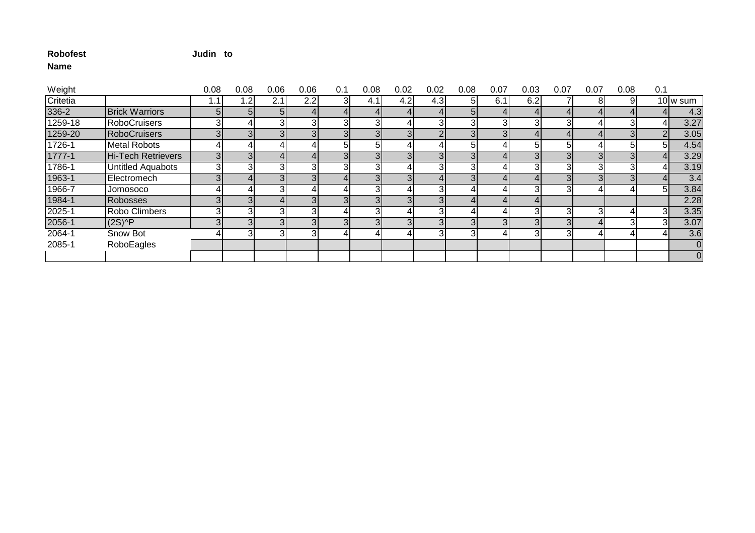**Robofest** **Judin to**

**Name**

| Weight | | 0.08 | 0.08 | 0.06 | 0.06 | 0.1 | 0.08 | 0.02 | 0.02 | 0.08 | 0.07 | 0.03 | 0.07 | 0.07 | 0.08 | 0.1 | |
|---|---|---|---|---|---|---|---|---|---|---|---|---|---|---|---|---|---|
| Critetia | | 1.1 | 1.2 | 2.1 | 2.2 | 3 | 4.1 | 4.2 | 4.3 | 5 | 6.1 | 6.2 | 7 | 8 | 9 | 10 | w sum |
| 336-2 | Brick Warriors | 5 | 5 | 5 | 4 | 4 | 4 | 4 | 4 | 5 | 4 | 4 | 4 | 4 | 4 | 4 | 4.3 |
| 1259-18 | RoboCruisers | 3 | 4 | 3 | 3 | 3 | 3 | 4 | 3 | 3 | 3 | 3 | 3 | 4 | 3 | 4 | 3.27 |
| 1259-20 | RoboCruisers | 3 | 3 | 3 | 3 | 3 | 3 | 3 | 2 | 3 | 3 | 4 | 4 | 4 | 3 | 2 | 3.05 |
| 1726-1 | Metal Robots | 4 | 4 | 4 | 4 | 5 | 5 | 4 | 4 | 5 | 4 | 5 | 5 | 4 | 5 | 5 | 4.54 |
| 1777-1 | Hi-Tech Retrievers | 3 | 3 | 4 | 4 | 3 | 3 | 3 | 3 | 3 | 4 | 3 | 3 | 3 | 3 | 4 | 3.29 |
| 1786-1 | Untitled Aquabots | 3 | 3 | 3 | 3 | 3 | 3 | 4 | 3 | 3 | 4 | 3 | 3 | 3 | 3 | 4 | 3.19 |
| 1963-1 | Electromech | 3 | 4 | 3 | 3 | 4 | 3 | 3 | 4 | 3 | 4 | 4 | 3 | 3 | 3 | 4 | 3.4 |
| 1966-7 | Jomosoco | 4 | 4 | 3 | 4 | 4 | 3 | 4 | 3 | 4 | 4 | 3 | 3 | 4 | 4 | 5 | 3.84 |
| 1984-1 | Robosses | 3 | 3 | 4 | 3 | 3 | 3 | 3 | 3 | 4 | 4 | 4 | | | | | 2.28 |
| 2025-1 | Robo Climbers | 3 | 3 | 3 | 3 | 4 | 3 | 4 | 3 | 4 | 4 | 3 | 3 | 3 | 4 | 3 | 3.35 |
| 2056-1 | (2S)^P | 3 | 3 | 3 | 3 | 3 | 3 | 3 | 3 | 3 | 3 | 3 | 3 | 4 | 3 | 3 | 3.07 |
| 2064-1 | Snow Bot | 4 | 3 | 3 | 3 | 4 | 4 | 4 | 3 | 3 | 4 | 3 | 3 | 4 | 4 | 4 | 3.6 |
| 2085-1 | RoboEagles | | | | | | | | | | | | | | | | 0 |
| | | | | | | | | | | | | | | | | | 0 |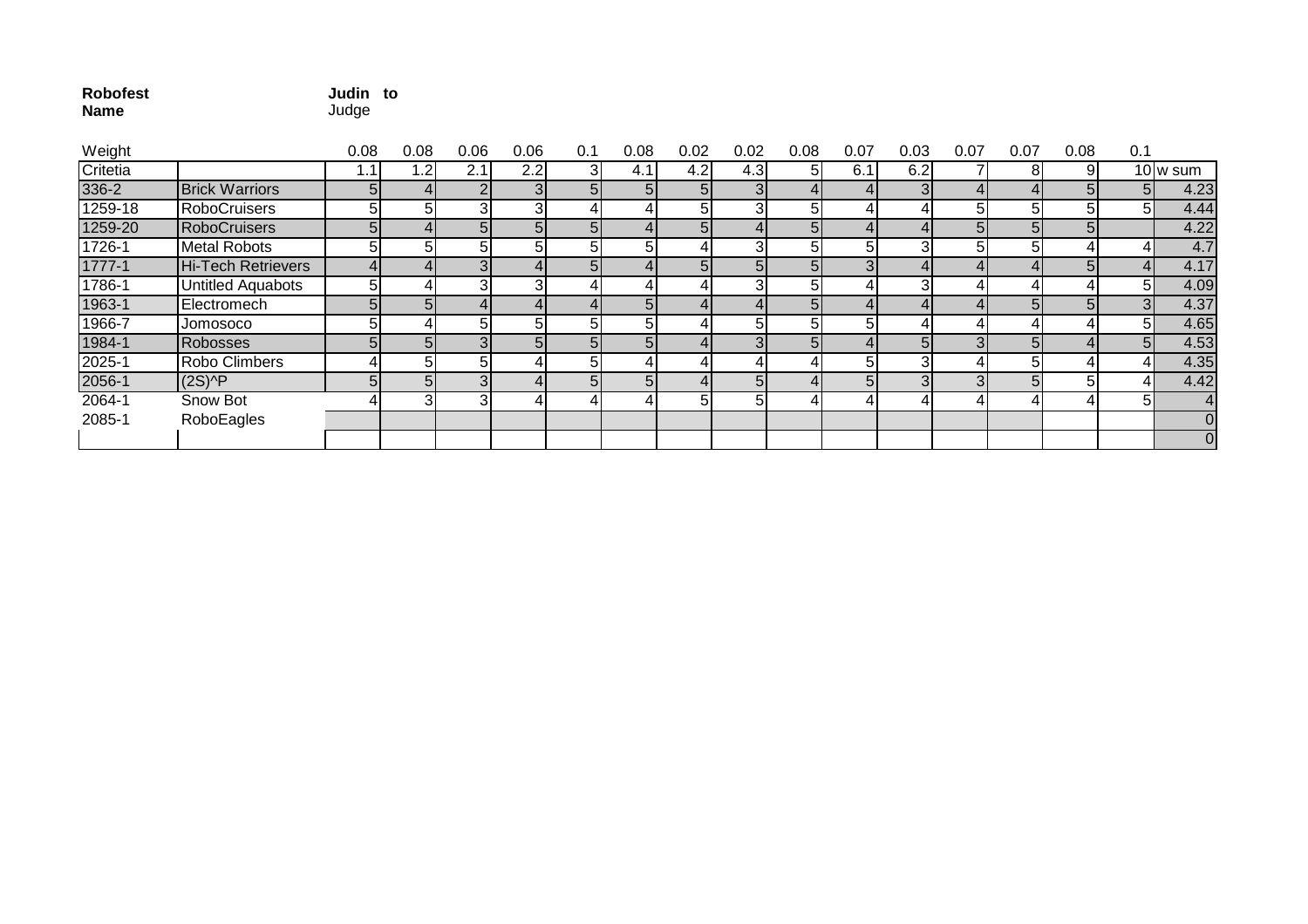**Robofest** **Judin to**

**Name** Judge

| Weight | | 0.08 | 0.08 | 0.06 | 0.06 | 0.1 | 0.08 | 0.02 | 0.02 | 0.08 | 0.07 | 0.03 | 0.07 | 0.07 | 0.08 | 0.1 | |
|---|---|---|---|---|---|---|---|---|---|---|---|---|---|---|---|---|---|
| Critetia | | 1.1 | 1.2 | 2.1 | 2.2 | 3 | 4.1 | 4.2 | 4.3 | 5 | 6.1 | 6.2 | 7 | 8 | 9 | 10 | w sum |
| 336-2 | Brick Warriors | 5 | 4 | 2 | 3 | 5 | 5 | 5 | 3 | 4 | 4 | 3 | 4 | 4 | 5 | 5 | 4.23 |
| 1259-18 | RoboCruisers | 5 | 5 | 3 | 3 | 4 | 4 | 5 | 3 | 5 | 4 | 4 | 5 | 5 | 5 | 5 | 4.44 |
| 1259-20 | RoboCruisers | 5 | 4 | 5 | 5 | 5 | 4 | 5 | 4 | 5 | 4 | 4 | 5 | 5 | 5 | | 4.22 |
| 1726-1 | Metal Robots | 5 | 5 | 5 | 5 | 5 | 5 | 4 | 3 | 5 | 5 | 3 | 5 | 5 | 4 | 4 | 4.7 |
| 1777-1 | Hi-Tech Retrievers | 4 | 4 | 3 | 4 | 5 | 4 | 5 | 5 | 5 | 3 | 4 | 4 | 4 | 5 | 4 | 4.17 |
| 1786-1 | Untitled Aquabots | 5 | 4 | 3 | 3 | 4 | 4 | 4 | 3 | 5 | 4 | 3 | 4 | 4 | 4 | 5 | 4.09 |
| 1963-1 | Electromech | 5 | 5 | 4 | 4 | 4 | 5 | 4 | 4 | 5 | 4 | 4 | 4 | 5 | 5 | 3 | 4.37 |
| 1966-7 | Jomosoco | 5 | 4 | 5 | 5 | 5 | 5 | 4 | 5 | 5 | 5 | 4 | 4 | 4 | 4 | 5 | 4.65 |
| 1984-1 | Robosses | 5 | 5 | 3 | 5 | 5 | 5 | 4 | 3 | 5 | 4 | 5 | 3 | 5 | 4 | 5 | 4.53 |
| 2025-1 | Robo Climbers | 4 | 5 | 5 | 4 | 5 | 4 | 4 | 4 | 4 | 5 | 3 | 4 | 5 | 4 | 4 | 4.35 |
| 2056-1 | (2S)^P | 5 | 5 | 3 | 4 | 5 | 5 | 4 | 5 | 4 | 5 | 3 | 3 | 5 | 5 | 4 | 4.42 |
| 2064-1 | Snow Bot | 4 | 3 | 3 | 4 | 4 | 4 | 5 | 5 | 4 | 4 | 4 | 4 | 4 | 4 | 5 | 4 |
| 2085-1 | RoboEagles | | | | | | | | | | | | | | | | 0 |
| | | | | | | | | | | | | | | | | | 0 |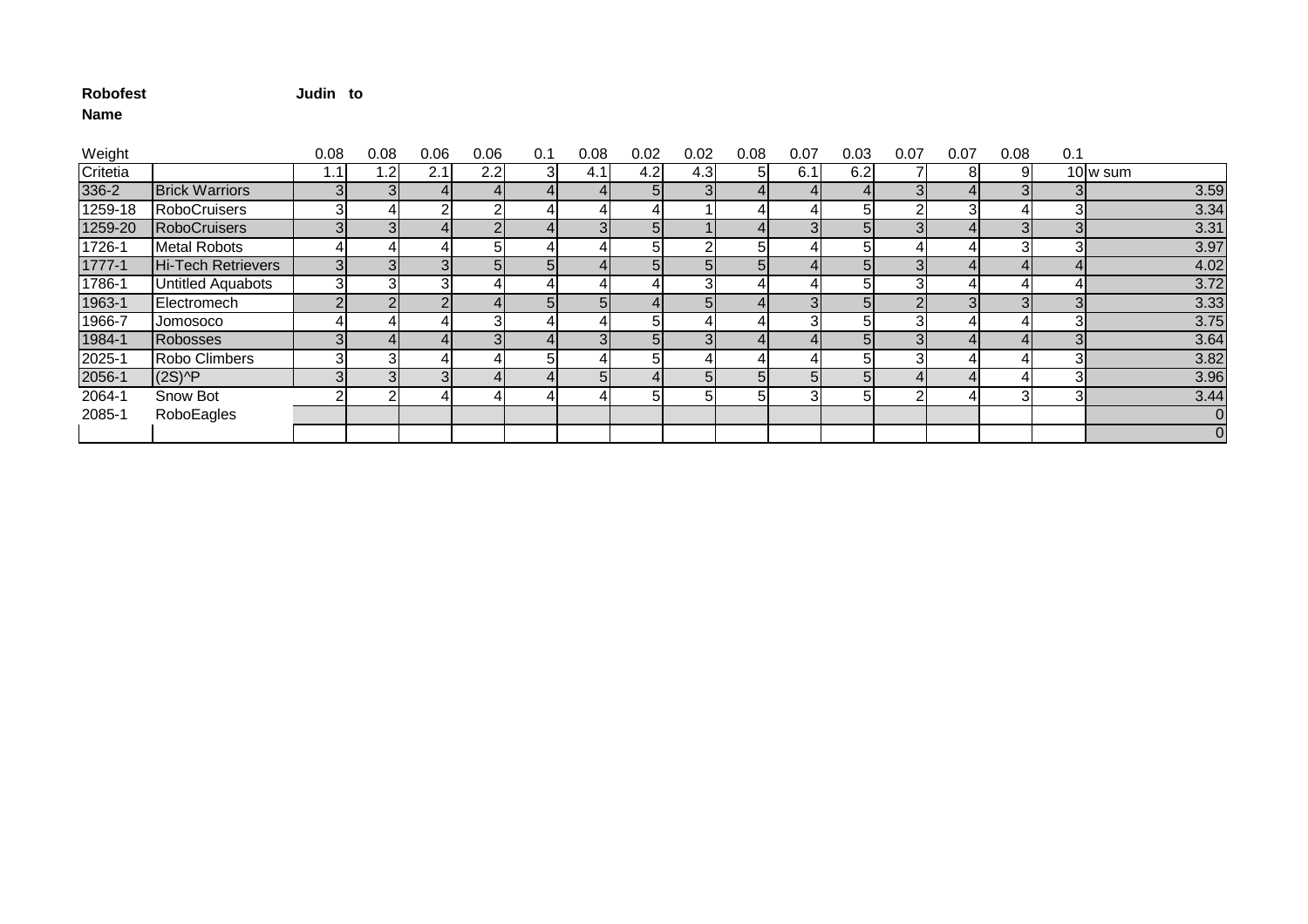**Robofest** **Judin to**

**Name**

| Weight | | 0.08 | 0.08 | 0.06 | 0.06 | 0.1 | 0.08 | 0.02 | 0.02 | 0.08 | 0.07 | 0.03 | 0.07 | 0.07 | 0.08 | 0.1 | |
|---|---|---|---|---|---|---|---|---|---|---|---|---|---|---|---|---|---|
| Critetia | | 1.1 | 1.2 | 2.1 | 2.2 | 3 | 4.1 | 4.2 | 4.3 | 5 | 6.1 | 6.2 | 7 | 8 | 9 | 10 | w sum |
| 336-2 | Brick Warriors | 3 | 3 | 4 | 4 | 4 | 4 | 5 | 3 | 4 | 4 | 4 | 3 | 4 | 3 | 3 | 3.59 |
| 1259-18 | RoboCruisers | 3 | 4 | 2 | 2 | 4 | 4 | 4 | 1 | 4 | 4 | 5 | 2 | 3 | 4 | 3 | 3.34 |
| 1259-20 | RoboCruisers | 3 | 3 | 4 | 2 | 4 | 3 | 5 | 1 | 4 | 3 | 5 | 3 | 4 | 3 | 3 | 3.31 |
| 1726-1 | Metal Robots | 4 | 4 | 4 | 5 | 4 | 4 | 5 | 2 | 5 | 4 | 5 | 4 | 4 | 3 | 3 | 3.97 |
| 1777-1 | Hi-Tech Retrievers | 3 | 3 | 3 | 5 | 5 | 4 | 5 | 5 | 5 | 4 | 5 | 3 | 4 | 4 | 4 | 4.02 |
| 1786-1 | Untitled Aquabots | 3 | 3 | 3 | 4 | 4 | 4 | 4 | 3 | 4 | 4 | 5 | 3 | 4 | 4 | 4 | 3.72 |
| 1963-1 | Electromech | 2 | 2 | 2 | 4 | 5 | 5 | 4 | 5 | 4 | 3 | 5 | 2 | 3 | 3 | 3 | 3.33 |
| 1966-7 | Jomosoco | 4 | 4 | 4 | 3 | 4 | 4 | 5 | 4 | 4 | 3 | 5 | 3 | 4 | 4 | 3 | 3.75 |
| 1984-1 | Robosses | 3 | 4 | 4 | 3 | 4 | 3 | 5 | 3 | 4 | 4 | 5 | 3 | 4 | 4 | 3 | 3.64 |
| 2025-1 | Robo Climbers | 3 | 3 | 4 | 4 | 5 | 4 | 5 | 4 | 4 | 4 | 5 | 3 | 4 | 4 | 3 | 3.82 |
| 2056-1 | (2S)^P | 3 | 3 | 3 | 4 | 4 | 5 | 4 | 5 | 5 | 5 | 5 | 4 | 4 | 4 | 3 | 3.96 |
| 2064-1 | Snow Bot | 2 | 2 | 4 | 4 | 4 | 4 | 5 | 5 | 5 | 3 | 5 | 2 | 4 | 3 | 3 | 3.44 |
| 2085-1 | RoboEagles | | | | | | | | | | | | | | | | 0 |
| | | | | | | | | | | | | | | | | | 0 |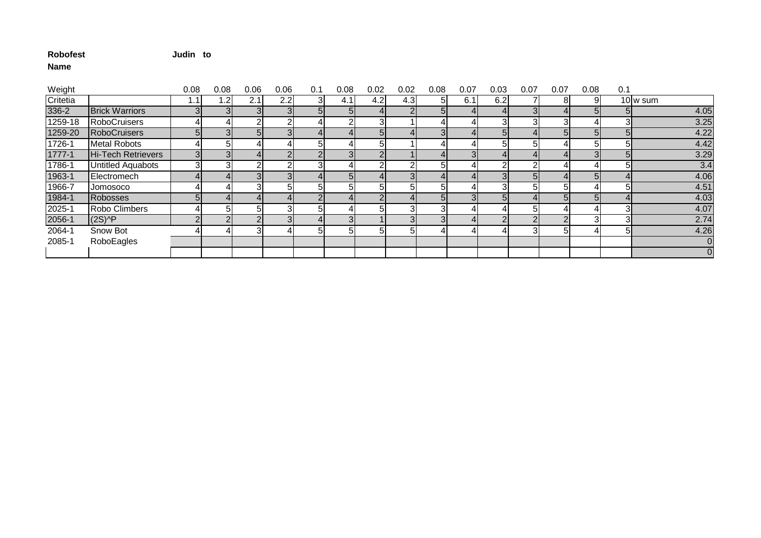**Robofest** **Judin to**

**Name**

| Weight | | 0.08 | 0.08 | 0.06 | 0.06 | 0.1 | 0.08 | 0.02 | 0.02 | 0.08 | 0.07 | 0.03 | 0.07 | 0.07 | 0.08 | 0.1 | |
|---|---|---|---|---|---|---|---|---|---|---|---|---|---|---|---|---|---|
| Critetia | | 1.1 | 1.2 | 2.1 | 2.2 | 3 | 4.1 | 4.2 | 4.3 | 5 | 6.1 | 6.2 | 7 | 8 | 9 | 10 | w sum |
| 336-2 | Brick Warriors | 3 | 3 | 3 | 3 | 5 | 5 | 4 | 2 | 5 | 4 | 4 | 3 | 4 | 5 | 5 | 4.05 |
| 1259-18 | RoboCruisers | 4 | 4 | 2 | 2 | 4 | 2 | 3 | 1 | 4 | 4 | 3 | 3 | 3 | 4 | 3 | 3.25 |
| 1259-20 | RoboCruisers | 5 | 3 | 5 | 3 | 4 | 4 | 5 | 4 | 3 | 4 | 5 | 4 | 5 | 5 | 5 | 4.22 |
| 1726-1 | Metal Robots | 4 | 5 | 4 | 4 | 5 | 4 | 5 | 1 | 4 | 4 | 5 | 5 | 4 | 5 | 5 | 4.42 |
| 1777-1 | Hi-Tech Retrievers | 3 | 3 | 4 | 2 | 2 | 3 | 2 | 1 | 4 | 3 | 4 | 4 | 4 | 3 | 5 | 3.29 |
| 1786-1 | Untitled Aquabots | 3 | 3 | 2 | 2 | 3 | 4 | 2 | 2 | 5 | 4 | 2 | 2 | 4 | 4 | 5 | 3.4 |
| 1963-1 | Electromech | 4 | 4 | 3 | 3 | 4 | 5 | 4 | 3 | 4 | 4 | 3 | 5 | 4 | 5 | 4 | 4.06 |
| 1966-7 | Jomosoco | 4 | 4 | 3 | 5 | 5 | 5 | 5 | 5 | 5 | 4 | 3 | 5 | 5 | 4 | 5 | 4.51 |
| 1984-1 | Robosses | 5 | 4 | 4 | 4 | 2 | 4 | 2 | 4 | 5 | 3 | 5 | 4 | 5 | 5 | 4 | 4.03 |
| 2025-1 | Robo Climbers | 4 | 5 | 5 | 3 | 5 | 4 | 5 | 3 | 3 | 4 | 4 | 5 | 4 | 4 | 3 | 4.07 |
| 2056-1 | (2S)^P | 2 | 2 | 2 | 3 | 4 | 3 | 1 | 3 | 3 | 4 | 2 | 2 | 2 | 3 | 3 | 2.74 |
| 2064-1 | Snow Bot | 4 | 4 | 3 | 4 | 5 | 5 | 5 | 5 | 4 | 4 | 4 | 3 | 5 | 4 | 5 | 4.26 |
| 2085-1 | RoboEagles | | | | | | | | | | | | | | | | 0 |
| | | | | | | | | | | | | | | | | | 0 |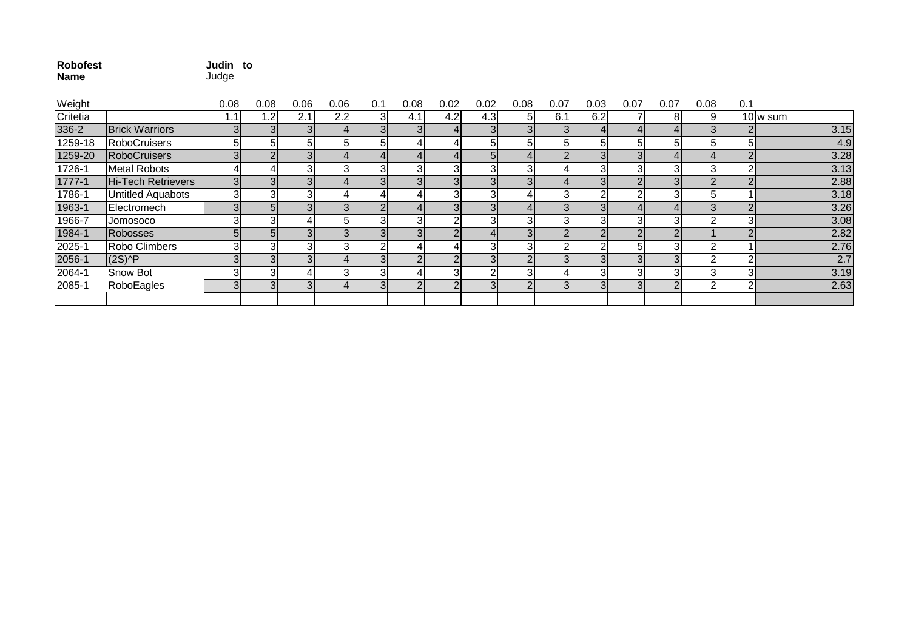**Robofest Name**

**Judin to** Judge

| Weight | | 0.08 | 0.08 | 0.06 | 0.06 | 0.1 | 0.08 | 0.02 | 0.02 | 0.08 | 0.07 | 0.03 | 0.07 | 0.07 | 0.08 | 0.1 | |
|---|---|---|---|---|---|---|---|---|---|---|---|---|---|---|---|---|---|
| Critetia | | 1.1 | 1.2 | 2.1 | 2.2 | 3 | 4.1 | 4.2 | 4.3 | 5 | 6.1 | 6.2 | 7 | 8 | 9 | 10 | w sum |
| 336-2 | Brick Warriors | 3 | 3 | 3 | 4 | 3 | 3 | 4 | 3 | 3 | 3 | 4 | 4 | 4 | 3 | 2 | 3.15 |
| 1259-18 | RoboCruisers | 5 | 5 | 5 | 5 | 5 | 4 | 4 | 5 | 5 | 5 | 5 | 5 | 5 | 5 | 5 | 4.9 |
| 1259-20 | RoboCruisers | 3 | 2 | 3 | 4 | 4 | 4 | 4 | 5 | 4 | 2 | 3 | 3 | 4 | 4 | 2 | 3.28 |
| 1726-1 | Metal Robots | 4 | 4 | 3 | 3 | 3 | 3 | 3 | 3 | 3 | 4 | 3 | 3 | 3 | 3 | 2 | 3.13 |
| 1777-1 | Hi-Tech Retrievers | 3 | 3 | 3 | 4 | 3 | 3 | 3 | 3 | 3 | 4 | 3 | 2 | 3 | 2 | 2 | 2.88 |
| 1786-1 | Untitled Aquabots | 3 | 3 | 3 | 4 | 4 | 4 | 3 | 3 | 4 | 3 | 2 | 2 | 3 | 5 | 1 | 3.18 |
| 1963-1 | Electromech | 3 | 5 | 3 | 3 | 2 | 4 | 3 | 3 | 4 | 3 | 3 | 4 | 4 | 3 | 2 | 3.26 |
| 1966-7 | Jomosoco | 3 | 3 | 4 | 5 | 3 | 3 | 2 | 3 | 3 | 3 | 3 | 3 | 3 | 2 | 3 | 3.08 |
| 1984-1 | Robosses | 5 | 5 | 3 | 3 | 3 | 3 | 2 | 4 | 3 | 2 | 2 | 2 | 2 | 1 | 2 | 2.82 |
| 2025-1 | Robo Climbers | 3 | 3 | 3 | 3 | 2 | 4 | 4 | 3 | 3 | 2 | 2 | 5 | 3 | 2 | 1 | 2.76 |
| 2056-1 | (2S)^P | 3 | 3 | 3 | 4 | 3 | 2 | 2 | 3 | 2 | 3 | 3 | 3 | 3 | 2 | 2 | 2.7 |
| 2064-1 | Snow Bot | 3 | 3 | 4 | 3 | 3 | 4 | 3 | 2 | 3 | 4 | 3 | 3 | 3 | 3 | 3 | 3.19 |
| 2085-1 | RoboEagles | 3 | 3 | 3 | 4 | 3 | 2 | 2 | 3 | 2 | 3 | 3 | 3 | 2 | 2 | 2 | 2.63 |
| | | | | | | | | | | | | | | | | | |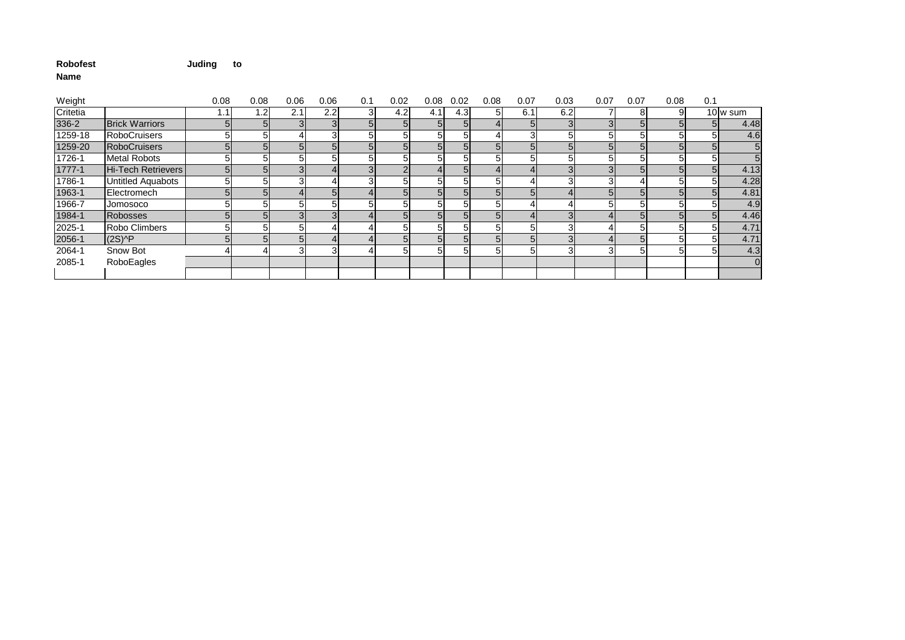**Robofest** **Juding to**

**Name**

| Weight | | 0.08 | 0.08 | 0.06 | 0.06 | 0.1 | 0.02 | 0.08 | 0.02 | 0.08 | 0.07 | 0.03 | 0.07 | 0.07 | 0.08 | 0.1 | |
|---|---|---|---|---|---|---|---|---|---|---|---|---|---|---|---|---|---|
| Critetia | | 1.1 | 1.2 | 2.1 | 2.2 | 3 | 4.2 | 4.1 | 4.3 | 5 | 6.1 | 6.2 | 7 | 8 | 9 | 10 | w sum |
| 336-2 | Brick Warriors | 5 | 5 | 3 | 3 | 5 | 5 | 5 | 5 | 4 | 5 | 3 | 3 | 5 | 5 | 5 | 4.48 |
| 1259-18 | RoboCruisers | 5 | 5 | 4 | 3 | 5 | 5 | 5 | 5 | 4 | 3 | 5 | 5 | 5 | 5 | 5 | 4.6 |
| 1259-20 | RoboCruisers | 5 | 5 | 5 | 5 | 5 | 5 | 5 | 5 | 5 | 5 | 5 | 5 | 5 | 5 | 5 | 5 |
| 1726-1 | Metal Robots | 5 | 5 | 5 | 5 | 5 | 5 | 5 | 5 | 5 | 5 | 5 | 5 | 5 | 5 | 5 | 5 |
| 1777-1 | Hi-Tech Retrievers | 5 | 5 | 3 | 4 | 3 | 2 | 4 | 5 | 4 | 4 | 3 | 3 | 5 | 5 | 5 | 4.13 |
| 1786-1 | Untitled Aquabots | 5 | 5 | 3 | 4 | 3 | 5 | 5 | 5 | 5 | 4 | 3 | 3 | 4 | 5 | 5 | 4.28 |
| 1963-1 | Electromech | 5 | 5 | 4 | 5 | 4 | 5 | 5 | 5 | 5 | 5 | 4 | 5 | 5 | 5 | 5 | 4.81 |
| 1966-7 | Jomosoco | 5 | 5 | 5 | 5 | 5 | 5 | 5 | 5 | 5 | 4 | 4 | 5 | 5 | 5 | 5 | 4.9 |
| 1984-1 | Robosses | 5 | 5 | 3 | 3 | 4 | 5 | 5 | 5 | 5 | 4 | 3 | 4 | 5 | 5 | 5 | 4.46 |
| 2025-1 | Robo Climbers | 5 | 5 | 5 | 4 | 4 | 5 | 5 | 5 | 5 | 5 | 3 | 4 | 5 | 5 | 5 | 4.71 |
| 2056-1 | (2S)^P | 5 | 5 | 5 | 4 | 4 | 5 | 5 | 5 | 5 | 5 | 3 | 4 | 5 | 5 | 5 | 4.71 |
| 2064-1 | Snow Bot | 4 | 4 | 3 | 3 | 4 | 5 | 5 | 5 | 5 | 5 | 3 | 3 | 5 | 5 | 5 | 4.3 |
| 2085-1 | RoboEagles | | | | | | | | | | | | | | | | 0 |
| | | | | | | | | | | | | | | | | | |